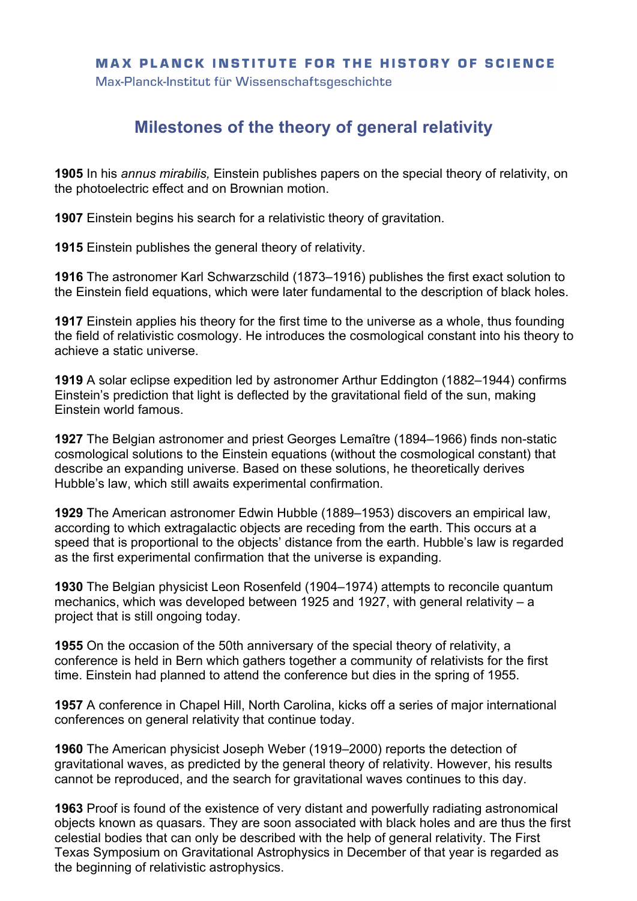MAX PLANCK INSTITUTE FOR THE HISTORY OF SCIENCE

Max-Planck-Institut für Wissenschaftsgeschichte

# Milestones of the theory of general relativity

**1905** In his *annus mirabilis,* Einstein publishes papers on the special theory of relativity, on the photoelectric effect and on Brownian motion.

**1907** Einstein begins his search for a relativistic theory of gravitation.

**1915** Einstein publishes the general theory of relativity.

**1916** The astronomer Karl Schwarzschild (1873–1916) publishes the first exact solution to the Einstein field equations, which were later fundamental to the description of black holes.

**1917** Einstein applies his theory for the first time to the universe as a whole, thus founding the field of relativistic cosmology. He introduces the cosmological constant into his theory to achieve a static universe.

**1919** A solar eclipse expedition led by astronomer Arthur Eddington (1882–1944) confirms Einstein's prediction that light is deflected by the gravitational field of the sun, making Einstein world famous.

**1927** The Belgian astronomer and priest Georges Lemaître (1894–1966) finds non-static cosmological solutions to the Einstein equations (without the cosmological constant) that describe an expanding universe. Based on these solutions, he theoretically derives Hubble's law, which still awaits experimental confirmation.

**1929** The American astronomer Edwin Hubble (1889–1953) discovers an empirical law, according to which extragalactic objects are receding from the earth. This occurs at a speed that is proportional to the objects' distance from the earth. Hubble's law is regarded as the first experimental confirmation that the universe is expanding.

**1930** The Belgian physicist Leon Rosenfeld (1904–1974) attempts to reconcile quantum mechanics, which was developed between 1925 and 1927, with general relativity – a project that is still ongoing today.

**1955** On the occasion of the 50th anniversary of the special theory of relativity, a conference is held in Bern which gathers together a community of relativists for the first time. Einstein had planned to attend the conference but dies in the spring of 1955.

**1957** A conference in Chapel Hill, North Carolina, kicks off a series of major international conferences on general relativity that continue today.

**1960** The American physicist Joseph Weber (1919–2000) reports the detection of gravitational waves, as predicted by the general theory of relativity. However, his results cannot be reproduced, and the search for gravitational waves continues to this day.

**1963** Proof is found of the existence of very distant and powerfully radiating astronomical objects known as quasars. They are soon associated with black holes and are thus the first celestial bodies that can only be described with the help of general relativity. The First Texas Symposium on Gravitational Astrophysics in December of that year is regarded as the beginning of relativistic astrophysics.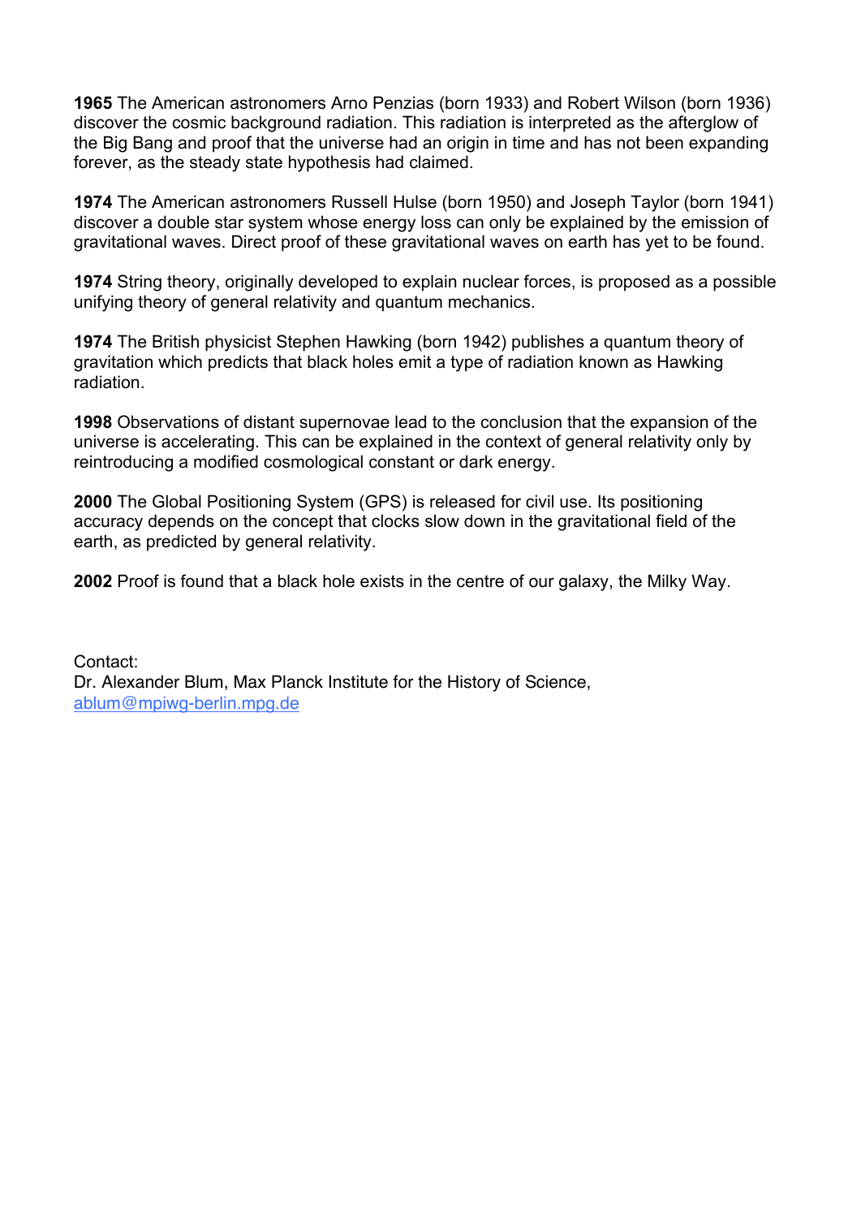**1965** The American astronomers Arno Penzias (born 1933) and Robert Wilson (born 1936) discover the cosmic background radiation. This radiation is interpreted as the afterglow of the Big Bang and proof that the universe had an origin in time and has not been expanding forever, as the steady state hypothesis had claimed.

**1974** The American astronomers Russell Hulse (born 1950) and Joseph Taylor (born 1941) discover a double star system whose energy loss can only be explained by the emission of gravitational waves. Direct proof of these gravitational waves on earth has yet to be found.

**1974** String theory, originally developed to explain nuclear forces, is proposed as a possible unifying theory of general relativity and quantum mechanics.

**1974** The British physicist Stephen Hawking (born 1942) publishes a quantum theory of gravitation which predicts that black holes emit a type of radiation known as Hawking radiation.

**1998** Observations of distant supernovae lead to the conclusion that the expansion of the universe is accelerating. This can be explained in the context of general relativity only by reintroducing a modified cosmological constant or dark energy.

**2000** The Global Positioning System (GPS) is released for civil use. Its positioning accuracy depends on the concept that clocks slow down in the gravitational field of the earth, as predicted by general relativity.

**2002** Proof is found that a black hole exists in the centre of our galaxy, the Milky Way.

Contact:
Dr. Alexander Blum, Max Planck Institute for the History of Science,
[ablum@mpiwg-berlin.mpg.de](mailto:ablum@mpiwg-berlin.mpg.de)